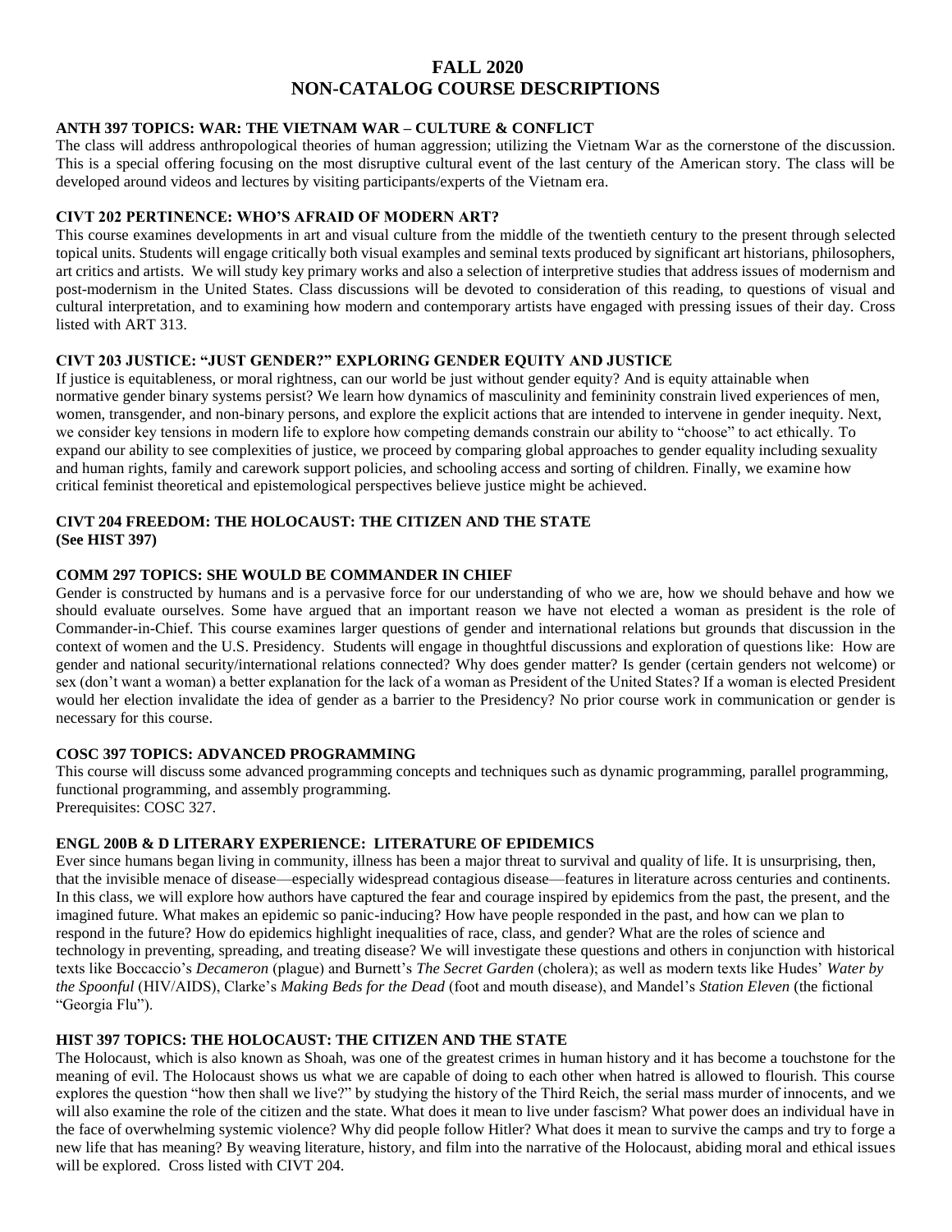# FALL 2020
# NON-CATALOG COURSE DESCRIPTIONS

### ANTH 397 TOPICS: WAR: THE VIETNAM WAR – CULTURE & CONFLICT

The class will address anthropological theories of human aggression; utilizing the Vietnam War as the cornerstone of the discussion. This is a special offering focusing on the most disruptive cultural event of the last century of the American story. The class will be developed around videos and lectures by visiting participants/experts of the Vietnam era.

### CIVT 202 PERTINENCE: WHO'S AFRAID OF MODERN ART?

This course examines developments in art and visual culture from the middle of the twentieth century to the present through selected topical units. Students will engage critically both visual examples and seminal texts produced by significant art historians, philosophers, art critics and artists. We will study key primary works and also a selection of interpretive studies that address issues of modernism and post-modernism in the United States. Class discussions will be devoted to consideration of this reading, to questions of visual and cultural interpretation, and to examining how modern and contemporary artists have engaged with pressing issues of their day. Cross listed with ART 313.

### CIVT 203 JUSTICE: "JUST GENDER?" EXPLORING GENDER EQUITY AND JUSTICE

If justice is equitableness, or moral rightness, can our world be just without gender equity? And is equity attainable when normative gender binary systems persist? We learn how dynamics of masculinity and femininity constrain lived experiences of men, women, transgender, and non-binary persons, and explore the explicit actions that are intended to intervene in gender inequity. Next, we consider key tensions in modern life to explore how competing demands constrain our ability to "choose" to act ethically. To expand our ability to see complexities of justice, we proceed by comparing global approaches to gender equality including sexuality and human rights, family and carework support policies, and schooling access and sorting of children. Finally, we examine how critical feminist theoretical and epistemological perspectives believe justice might be achieved.

### CIVT 204 FREEDOM: THE HOLOCAUST: THE CITIZEN AND THE STATE
**(See HIST 397)**

### COMM 297 TOPICS: SHE WOULD BE COMMANDER IN CHIEF

Gender is constructed by humans and is a pervasive force for our understanding of who we are, how we should behave and how we should evaluate ourselves. Some have argued that an important reason we have not elected a woman as president is the role of Commander-in-Chief. This course examines larger questions of gender and international relations but grounds that discussion in the context of women and the U.S. Presidency. Students will engage in thoughtful discussions and exploration of questions like: How are gender and national security/international relations connected? Why does gender matter? Is gender (certain genders not welcome) or sex (don't want a woman) a better explanation for the lack of a woman as President of the United States? If a woman is elected President would her election invalidate the idea of gender as a barrier to the Presidency? No prior course work in communication or gender is necessary for this course.

### COSC 397 TOPICS: ADVANCED PROGRAMMING

This course will discuss some advanced programming concepts and techniques such as dynamic programming, parallel programming, functional programming, and assembly programming.
Prerequisites: COSC 327.

### ENGL 200B & D LITERARY EXPERIENCE: LITERATURE OF EPIDEMICS

Ever since humans began living in community, illness has been a major threat to survival and quality of life. It is unsurprising, then, that the invisible menace of disease—especially widespread contagious disease—features in literature across centuries and continents. In this class, we will explore how authors have captured the fear and courage inspired by epidemics from the past, the present, and the imagined future. What makes an epidemic so panic-inducing? How have people responded in the past, and how can we plan to respond in the future? How do epidemics highlight inequalities of race, class, and gender? What are the roles of science and technology in preventing, spreading, and treating disease? We will investigate these questions and others in conjunction with historical texts like Boccaccio's *Decameron* (plague) and Burnett's *The Secret Garden* (cholera); as well as modern texts like Hudes' *Water by the Spoonful* (HIV/AIDS), Clarke's *Making Beds for the Dead* (foot and mouth disease), and Mandel's *Station Eleven* (the fictional "Georgia Flu").

### HIST 397 TOPICS: THE HOLOCAUST: THE CITIZEN AND THE STATE

The Holocaust, which is also known as Shoah, was one of the greatest crimes in human history and it has become a touchstone for the meaning of evil. The Holocaust shows us what we are capable of doing to each other when hatred is allowed to flourish. This course explores the question "how then shall we live?" by studying the history of the Third Reich, the serial mass murder of innocents, and we will also examine the role of the citizen and the state. What does it mean to live under fascism? What power does an individual have in the face of overwhelming systemic violence? Why did people follow Hitler? What does it mean to survive the camps and try to forge a new life that has meaning? By weaving literature, history, and film into the narrative of the Holocaust, abiding moral and ethical issues will be explored. Cross listed with CIVT 204.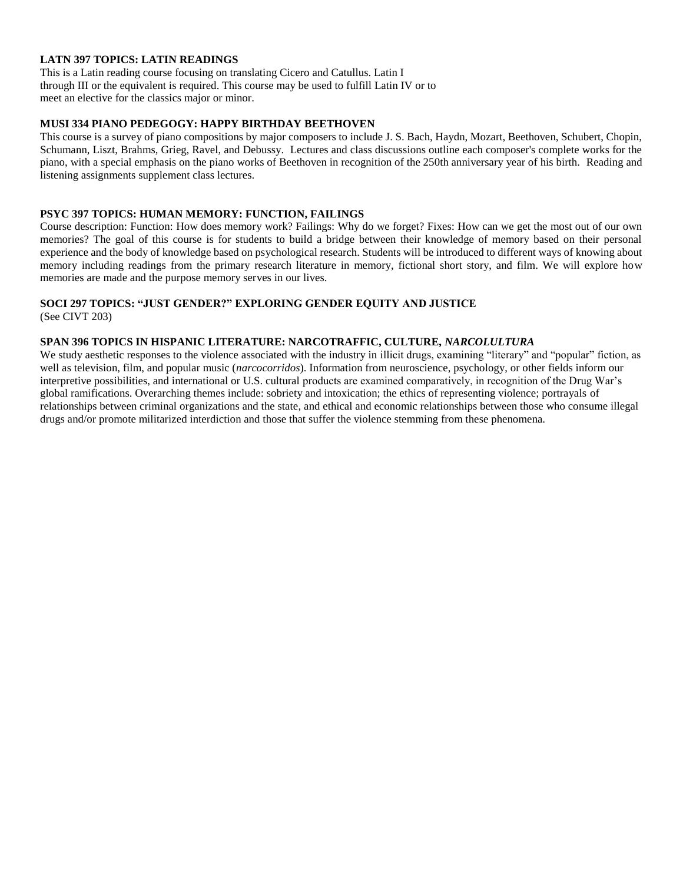**LATN 397 TOPICS: LATIN READINGS**

This is a Latin reading course focusing on translating Cicero and Catullus. Latin I through III or the equivalent is required. This course may be used to fulfill Latin IV or to meet an elective for the classics major or minor.

**MUSI 334 PIANO PEDEGOGY: HAPPY BIRTHDAY BEETHOVEN**

This course is a survey of piano compositions by major composers to include J. S. Bach, Haydn, Mozart, Beethoven, Schubert, Chopin, Schumann, Liszt, Brahms, Grieg, Ravel, and Debussy. Lectures and class discussions outline each composer's complete works for the piano, with a special emphasis on the piano works of Beethoven in recognition of the 250th anniversary year of his birth. Reading and listening assignments supplement class lectures.

**PSYC 397 TOPICS: HUMAN MEMORY: FUNCTION, FAILINGS**

Course description: Function: How does memory work? Failings: Why do we forget? Fixes: How can we get the most out of our own memories? The goal of this course is for students to build a bridge between their knowledge of memory based on their personal experience and the body of knowledge based on psychological research. Students will be introduced to different ways of knowing about memory including readings from the primary research literature in memory, fictional short story, and film. We will explore how memories are made and the purpose memory serves in our lives.

**SOCI 297 TOPICS: "JUST GENDER?" EXPLORING GENDER EQUITY AND JUSTICE**

(See CIVT 203)

**SPAN 396 TOPICS IN HISPANIC LITERATURE: NARCOTRAFFIC, CULTURE, *NARCOLULTURA***

We study aesthetic responses to the violence associated with the industry in illicit drugs, examining "literary" and "popular" fiction, as well as television, film, and popular music (*narcocorridos*). Information from neuroscience, psychology, or other fields inform our interpretive possibilities, and international or U.S. cultural products are examined comparatively, in recognition of the Drug War's global ramifications. Overarching themes include: sobriety and intoxication; the ethics of representing violence; portrayals of relationships between criminal organizations and the state, and ethical and economic relationships between those who consume illegal drugs and/or promote militarized interdiction and those that suffer the violence stemming from these phenomena.